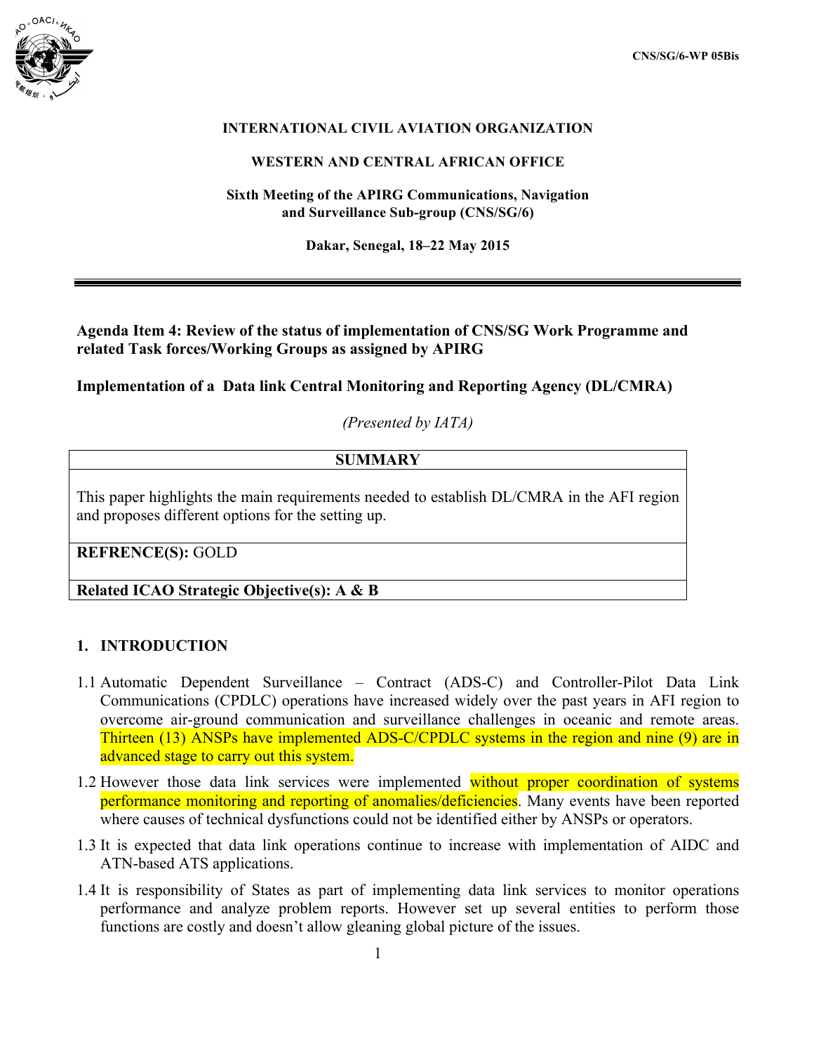CNS/SG/6-WP 05Bis

**INTERNATIONAL CIVIL AVIATION ORGANIZATION**

**WESTERN AND CENTRAL AFRICAN OFFICE**

**Sixth Meeting of the APIRG Communications, Navigation and Surveillance Sub-group (CNS/SG/6)**

**Dakar, Senegal, 18–22 May 2015**

---

**Agenda Item 4: Review of the status of implementation of CNS/SG Work Programme and related Task forces/Working Groups as assigned by APIRG**

**Implementation of a Data link Central Monitoring and Reporting Agency (DL/CMRA)**

*(Presented by IATA)*

| **SUMMARY** |
|---|
| This paper highlights the main requirements needed to establish DL/CMRA in the AFI region and proposes different options for the setting up. |
| **REFRENCE(S):** GOLD |
| **Related ICAO Strategic Objective(s): A & B** |

## 1. INTRODUCTION

1.1 Automatic Dependent Surveillance – Contract (ADS-C) and Controller-Pilot Data Link Communications (CPDLC) operations have increased widely over the past years in AFI region to overcome air-ground communication and surveillance challenges in oceanic and remote areas. Thirteen (13) ANSPs have implemented ADS-C/CPDLC systems in the region and nine (9) are in advanced stage to carry out this system.

1.2 However those data link services were implemented without proper coordination of systems performance monitoring and reporting of anomalies/deficiencies. Many events have been reported where causes of technical dysfunctions could not be identified either by ANSPs or operators.

1.3 It is expected that data link operations continue to increase with implementation of AIDC and ATN-based ATS applications.

1.4 It is responsibility of States as part of implementing data link services to monitor operations performance and analyze problem reports. However set up several entities to perform those functions are costly and doesn't allow gleaning global picture of the issues.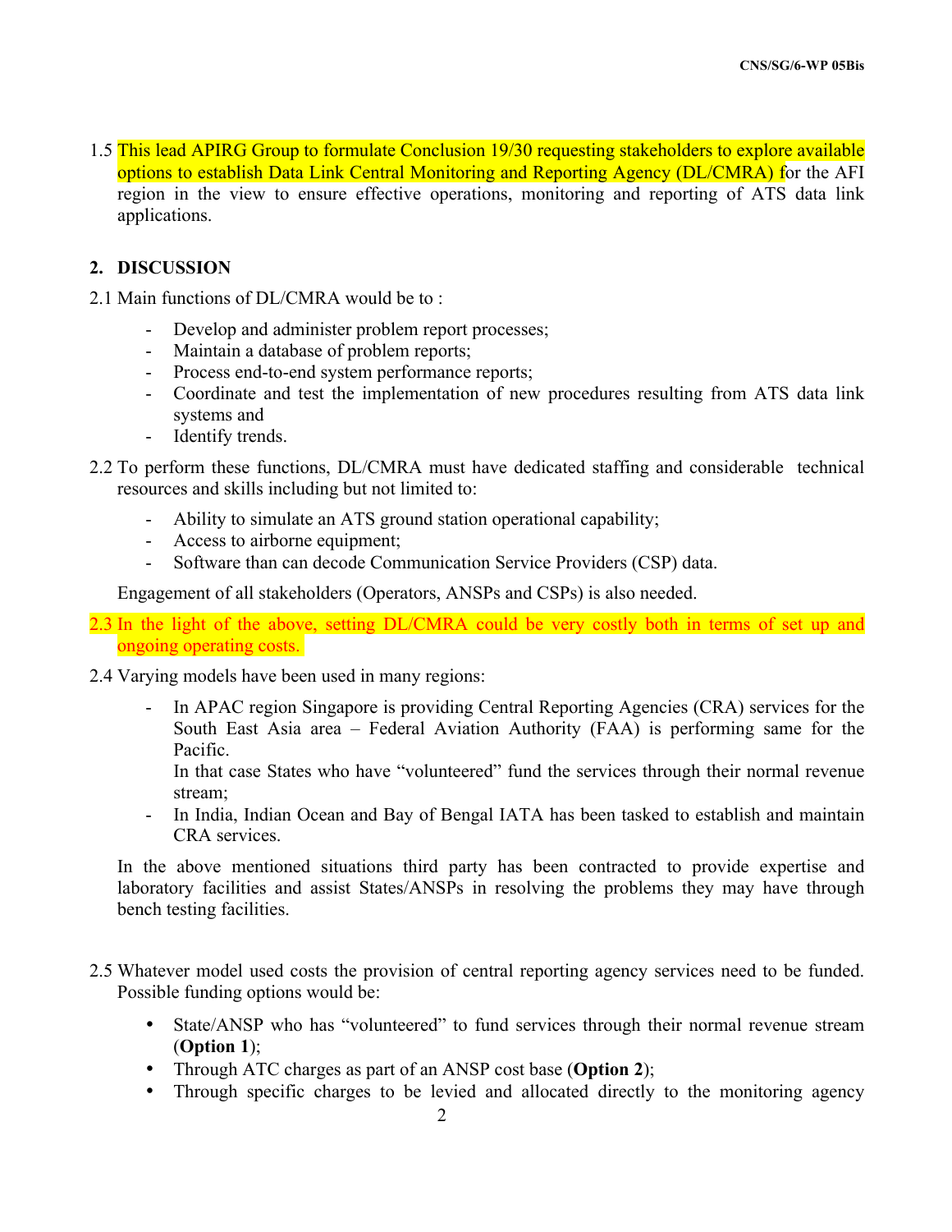1.5 This lead APIRG Group to formulate Conclusion 19/30 requesting stakeholders to explore available options to establish Data Link Central Monitoring and Reporting Agency (DL/CMRA) for the AFI region in the view to ensure effective operations, monitoring and reporting of ATS data link applications.

## 2. DISCUSSION

2.1 Main functions of DL/CMRA would be to :

- Develop and administer problem report processes;
- Maintain a database of problem reports;
- Process end-to-end system performance reports;
- Coordinate and test the implementation of new procedures resulting from ATS data link systems and
- Identify trends.

2.2 To perform these functions, DL/CMRA must have dedicated staffing and considerable technical resources and skills including but not limited to:

- Ability to simulate an ATS ground station operational capability;
- Access to airborne equipment;
- Software than can decode Communication Service Providers (CSP) data.

Engagement of all stakeholders (Operators, ANSPs and CSPs) is also needed.

2.3 In the light of the above, setting DL/CMRA could be very costly both in terms of set up and ongoing operating costs.

2.4 Varying models have been used in many regions:

- In APAC region Singapore is providing Central Reporting Agencies (CRA) services for the South East Asia area – Federal Aviation Authority (FAA) is performing same for the Pacific.
  In that case States who have "volunteered" fund the services through their normal revenue stream;
- In India, Indian Ocean and Bay of Bengal IATA has been tasked to establish and maintain CRA services.

In the above mentioned situations third party has been contracted to provide expertise and laboratory facilities and assist States/ANSPs in resolving the problems they may have through bench testing facilities.

2.5 Whatever model used costs the provision of central reporting agency services need to be funded. Possible funding options would be:

- State/ANSP who has "volunteered" to fund services through their normal revenue stream (**Option 1**);
- Through ATC charges as part of an ANSP cost base (**Option 2**);
- Through specific charges to be levied and allocated directly to the monitoring agency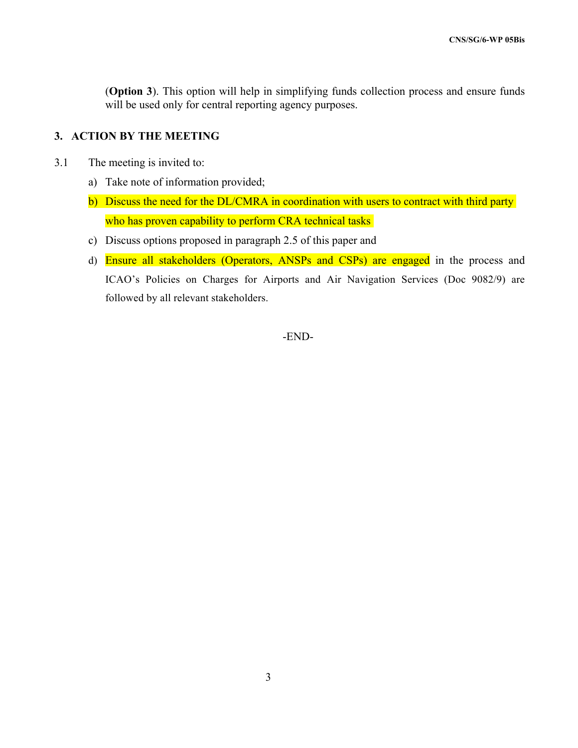(**Option 3**). This option will help in simplifying funds collection process and ensure funds will be used only for central reporting agency purposes.

## 3. ACTION BY THE MEETING

3.1 The meeting is invited to:

a) Take note of information provided;

b) Discuss the need for the DL/CMRA in coordination with users to contract with third party who has proven capability to perform CRA technical tasks

c) Discuss options proposed in paragraph 2.5 of this paper and

d) Ensure all stakeholders (Operators, ANSPs and CSPs) are engaged in the process and ICAO's Policies on Charges for Airports and Air Navigation Services (Doc 9082/9) are followed by all relevant stakeholders.

-END-